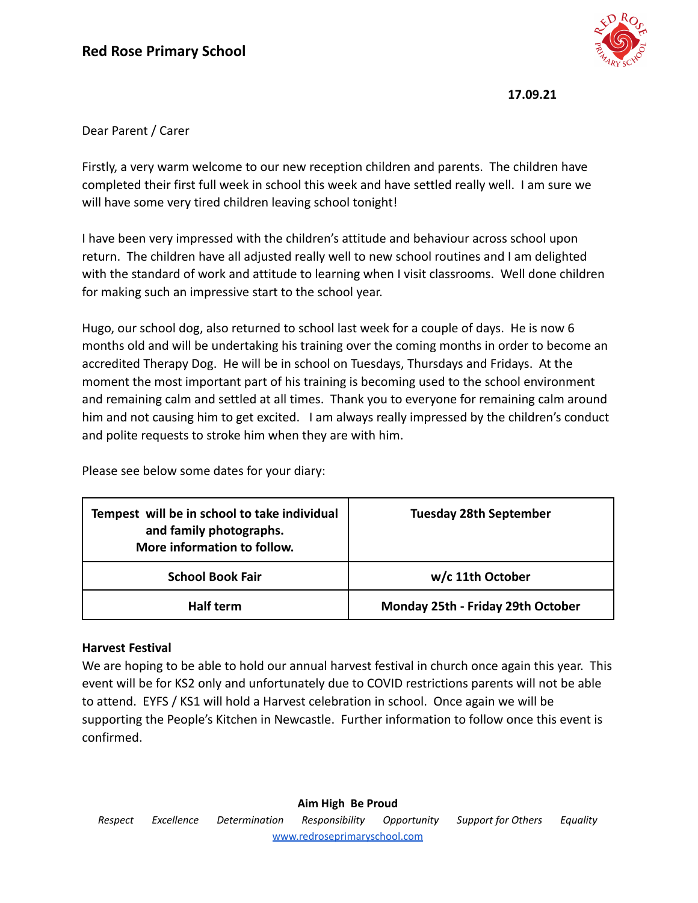# Red Rose Primary School

**17.09.21**

Dear Parent / Carer

Firstly, a very warm welcome to our new reception children and parents. The children have completed their first full week in school this week and have settled really well. I am sure we will have some very tired children leaving school tonight!

I have been very impressed with the children's attitude and behaviour across school upon return. The children have all adjusted really well to new school routines and I am delighted with the standard of work and attitude to learning when I visit classrooms. Well done children for making such an impressive start to the school year.

Hugo, our school dog, also returned to school last week for a couple of days. He is now 6 months old and will be undertaking his training over the coming months in order to become an accredited Therapy Dog. He will be in school on Tuesdays, Thursdays and Fridays. At the moment the most important part of his training is becoming used to the school environment and remaining calm and settled at all times. Thank you to everyone for remaining calm around him and not causing him to get excited. I am always really impressed by the children's conduct and polite requests to stroke him when they are with him.

Please see below some dates for your diary:

| | |
|---|---|
| **Tempest will be in school to take individual and family photographs. More information to follow.** | **Tuesday 28th September** |
| **School Book Fair** | **w/c 11th October** |
| **Half term** | **Monday 25th - Friday 29th October** |

**Harvest Festival**

We are hoping to be able to hold our annual harvest festival in church once again this year. This event will be for KS2 only and unfortunately due to COVID restrictions parents will not be able to attend. EYFS / KS1 will hold a Harvest celebration in school. Once again we will be supporting the People's Kitchen in Newcastle. Further information to follow once this event is confirmed.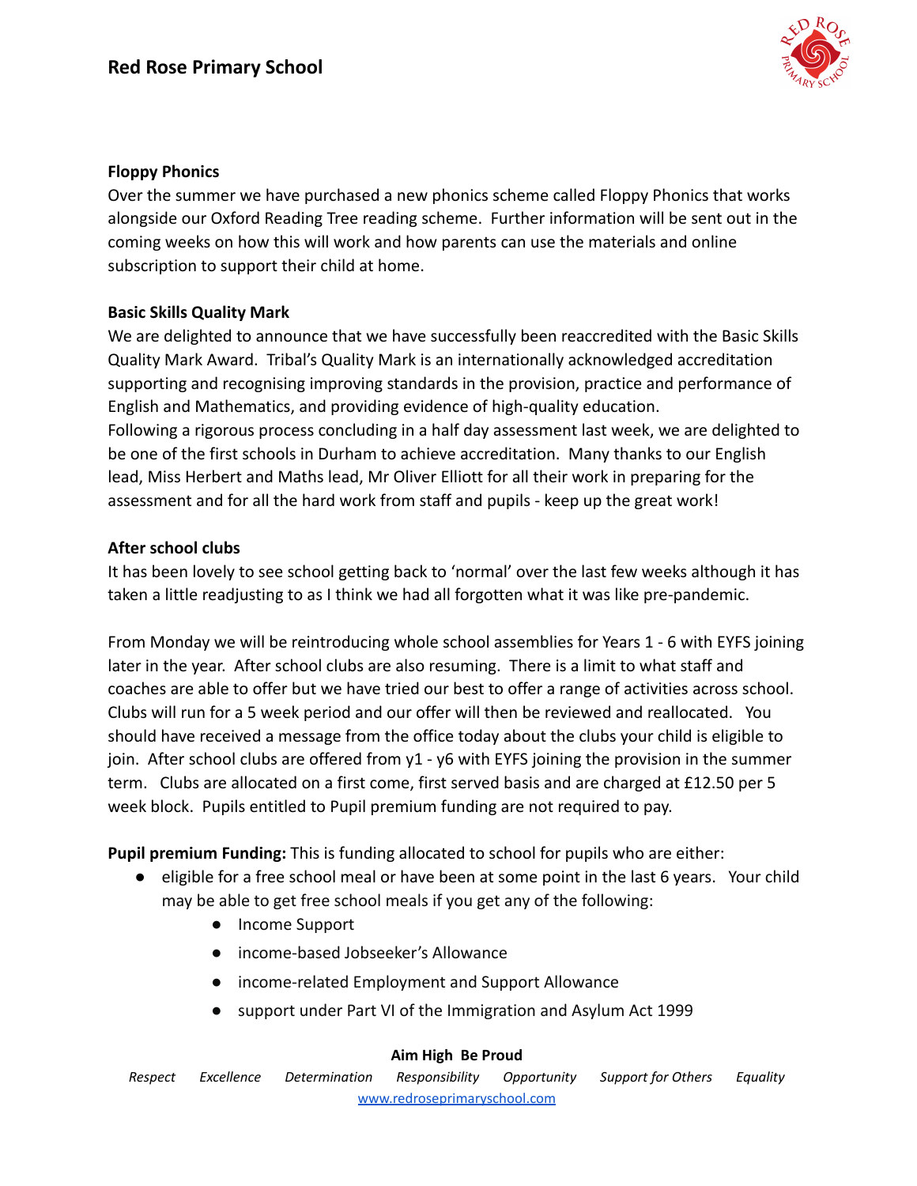### Floppy Phonics

Over the summer we have purchased a new phonics scheme called Floppy Phonics that works alongside our Oxford Reading Tree reading scheme. Further information will be sent out in the coming weeks on how this will work and how parents can use the materials and online subscription to support their child at home.

### Basic Skills Quality Mark

We are delighted to announce that we have successfully been reaccredited with the Basic Skills Quality Mark Award. Tribal's Quality Mark is an internationally acknowledged accreditation supporting and recognising improving standards in the provision, practice and performance of English and Mathematics, and providing evidence of high-quality education.
Following a rigorous process concluding in a half day assessment last week, we are delighted to be one of the first schools in Durham to achieve accreditation. Many thanks to our English lead, Miss Herbert and Maths lead, Mr Oliver Elliott for all their work in preparing for the assessment and for all the hard work from staff and pupils - keep up the great work!

### After school clubs

It has been lovely to see school getting back to 'normal' over the last few weeks although it has taken a little readjusting to as I think we had all forgotten what it was like pre-pandemic.

From Monday we will be reintroducing whole school assemblies for Years 1 - 6 with EYFS joining later in the year. After school clubs are also resuming. There is a limit to what staff and coaches are able to offer but we have tried our best to offer a range of activities across school. Clubs will run for a 5 week period and our offer will then be reviewed and reallocated. You should have received a message from the office today about the clubs your child is eligible to join. After school clubs are offered from y1 - y6 with EYFS joining the provision in the summer term. Clubs are allocated on a first come, first served basis and are charged at £12.50 per 5 week block. Pupils entitled to Pupil premium funding are not required to pay.

**Pupil premium Funding:** This is funding allocated to school for pupils who are either:

- eligible for a free school meal or have been at some point in the last 6 years. Your child may be able to get free school meals if you get any of the following:
    - Income Support
    - income-based Jobseeker's Allowance
    - income-related Employment and Support Allowance
    - support under Part VI of the Immigration and Asylum Act 1999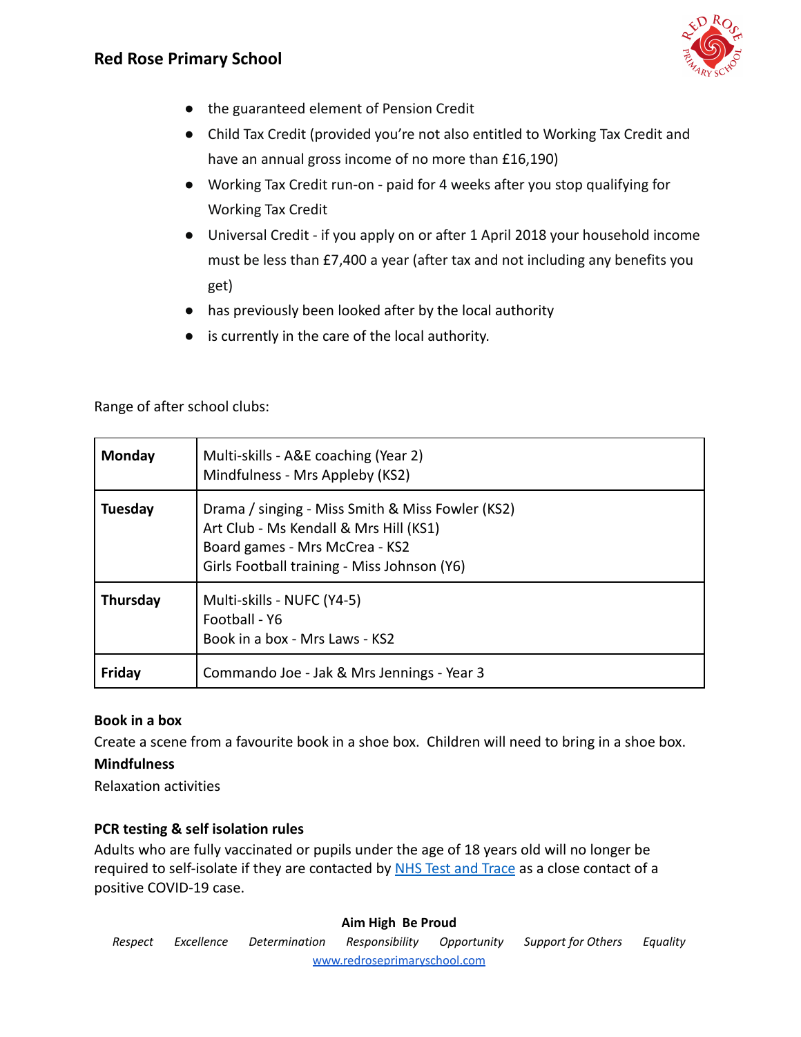- the guaranteed element of Pension Credit
- Child Tax Credit (provided you're not also entitled to Working Tax Credit and have an annual gross income of no more than £16,190)
- Working Tax Credit run-on - paid for 4 weeks after you stop qualifying for Working Tax Credit
- Universal Credit - if you apply on or after 1 April 2018 your household income must be less than £7,400 a year (after tax and not including any benefits you get)
- has previously been looked after by the local authority
- is currently in the care of the local authority.

Range of after school clubs:

| | |
|---|---|
| **Monday** | Multi-skills - A&E coaching (Year 2)<br>Mindfulness - Mrs Appleby (KS2) |
| **Tuesday** | Drama / singing - Miss Smith & Miss Fowler (KS2)<br>Art Club - Ms Kendall & Mrs Hill (KS1)<br>Board games - Mrs McCrea - KS2<br>Girls Football training - Miss Johnson (Y6) |
| **Thursday** | Multi-skills - NUFC (Y4-5)<br>Football - Y6<br>Book in a box - Mrs Laws - KS2 |
| **Friday** | Commando Joe - Jak & Mrs Jennings - Year 3 |

**Book in a box**

Create a scene from a favourite book in a shoe box. Children will need to bring in a shoe box.

**Mindfulness**

Relaxation activities

**PCR testing & self isolation rules**

Adults who are fully vaccinated or pupils under the age of 18 years old will no longer be required to self-isolate if they are contacted by NHS Test and Trace as a close contact of a positive COVID-19 case.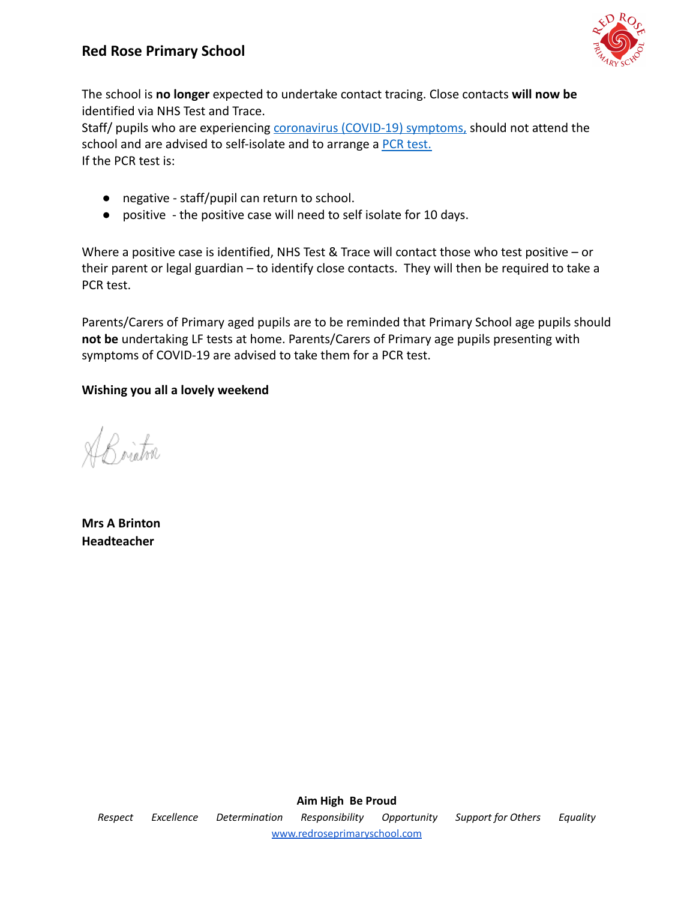The school is **no longer** expected to undertake contact tracing. Close contacts **will now be** identified via NHS Test and Trace.

Staff/ pupils who are experiencing coronavirus (COVID-19) symptoms, should not attend the school and are advised to self-isolate and to arrange a PCR test.

If the PCR test is:

- negative - staff/pupil can return to school.
- positive - the positive case will need to self isolate for 10 days.

Where a positive case is identified, NHS Test & Trace will contact those who test positive – or their parent or legal guardian – to identify close contacts. They will then be required to take a PCR test.

Parents/Carers of Primary aged pupils are to be reminded that Primary School age pupils should **not be** undertaking LF tests at home. Parents/Carers of Primary age pupils presenting with symptoms of COVID-19 are advised to take them for a PCR test.

**Wishing you all a lovely weekend**

**Mrs A Brinton**
**Headteacher**